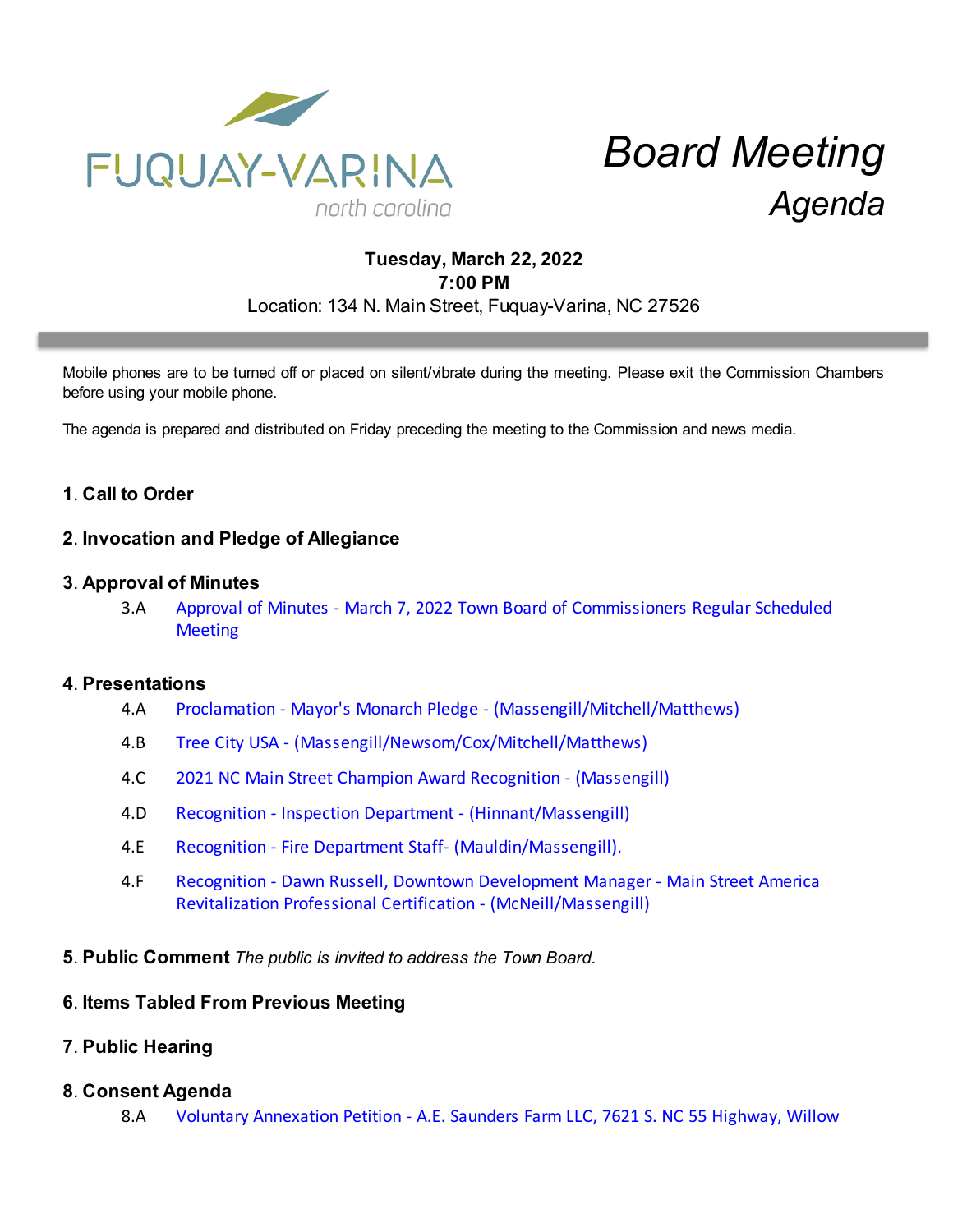FUQUAY-VARINA
north carolina

# Board Meeting
## Agenda

**Tuesday, March 22, 2022**
**7:00 PM**
Location: 134 N. Main Street, Fuquay-Varina, NC 27526

---

Mobile phones are to be turned off or placed on silent/vibrate during the meeting. Please exit the Commission Chambers before using your mobile phone.

The agenda is prepared and distributed on Friday preceding the meeting to the Commission and news media.

### 1. Call to Order

### 2. Invocation and Pledge of Allegiance

### 3. Approval of Minutes

3.A Approval of Minutes - March 7, 2022 Town Board of Commissioners Regular Scheduled Meeting

### 4. Presentations

4.A Proclamation - Mayor's Monarch Pledge - (Massengill/Mitchell/Matthews)

4.B Tree City USA - (Massengill/Newsom/Cox/Mitchell/Matthews)

4.C 2021 NC Main Street Champion Award Recognition - (Massengill)

4.D Recognition - Inspection Department - (Hinnant/Massengill)

4.E Recognition - Fire Department Staff- (Mauldin/Massengill).

4.F Recognition - Dawn Russell, Downtown Development Manager - Main Street America Revitalization Professional Certification - (McNeill/Massengill)

### 5. Public Comment *The public is invited to address the Town Board.*

### 6. Items Tabled From Previous Meeting

### 7. Public Hearing

### 8. Consent Agenda

8.A Voluntary Annexation Petition - A.E. Saunders Farm LLC, 7621 S. NC 55 Highway, Willow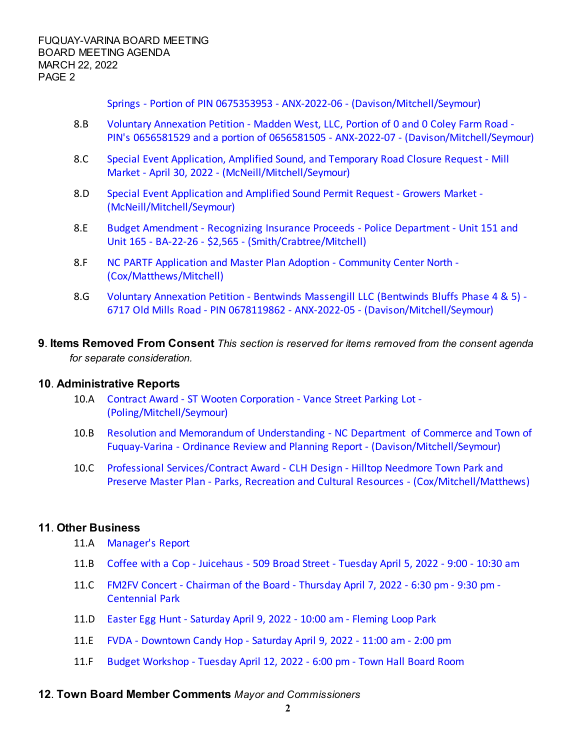Springs - Portion of PIN 0675353953 - ANX-2022-06 - (Davison/Mitchell/Seymour)

8.B Voluntary Annexation Petition - Madden West, LLC, Portion of 0 and 0 Coley Farm Road - PIN's 0656581529 and a portion of 0656581505 - ANX-2022-07 - (Davison/Mitchell/Seymour)

8.C Special Event Application, Amplified Sound, and Temporary Road Closure Request - Mill Market - April 30, 2022 - (McNeill/Mitchell/Seymour)

8.D Special Event Application and Amplified Sound Permit Request - Growers Market - (McNeill/Mitchell/Seymour)

8.E Budget Amendment - Recognizing Insurance Proceeds - Police Department - Unit 151 and Unit 165 - BA-22-26 - $2,565 - (Smith/Crabtree/Mitchell)

8.F NC PARTF Application and Master Plan Adoption - Community Center North - (Cox/Matthews/Mitchell)

8.G Voluntary Annexation Petition - Bentwinds Massengill LLC (Bentwinds Bluffs Phase 4 & 5) - 6717 Old Mills Road - PIN 0678119862 - ANX-2022-05 - (Davison/Mitchell/Seymour)

**9. Items Removed From Consent** *This section is reserved for items removed from the consent agenda for separate consideration.*

**10. Administrative Reports**

10.A Contract Award - ST Wooten Corporation - Vance Street Parking Lot - (Poling/Mitchell/Seymour)

10.B Resolution and Memorandum of Understanding - NC Department of Commerce and Town of Fuquay-Varina - Ordinance Review and Planning Report - (Davison/Mitchell/Seymour)

10.C Professional Services/Contract Award - CLH Design - Hilltop Needmore Town Park and Preserve Master Plan - Parks, Recreation and Cultural Resources - (Cox/Mitchell/Matthews)

**11. Other Business**

11.A Manager's Report

11.B Coffee with a Cop - Juicehaus - 509 Broad Street - Tuesday April 5, 2022 - 9:00 - 10:30 am

11.C FM2FV Concert - Chairman of the Board - Thursday April 7, 2022 - 6:30 pm - 9:30 pm - Centennial Park

11.D Easter Egg Hunt - Saturday April 9, 2022 - 10:00 am - Fleming Loop Park

11.E FVDA - Downtown Candy Hop - Saturday April 9, 2022 - 11:00 am - 2:00 pm

11.F Budget Workshop - Tuesday April 12, 2022 - 6:00 pm - Town Hall Board Room

**12. Town Board Member Comments** *Mayor and Commissioners*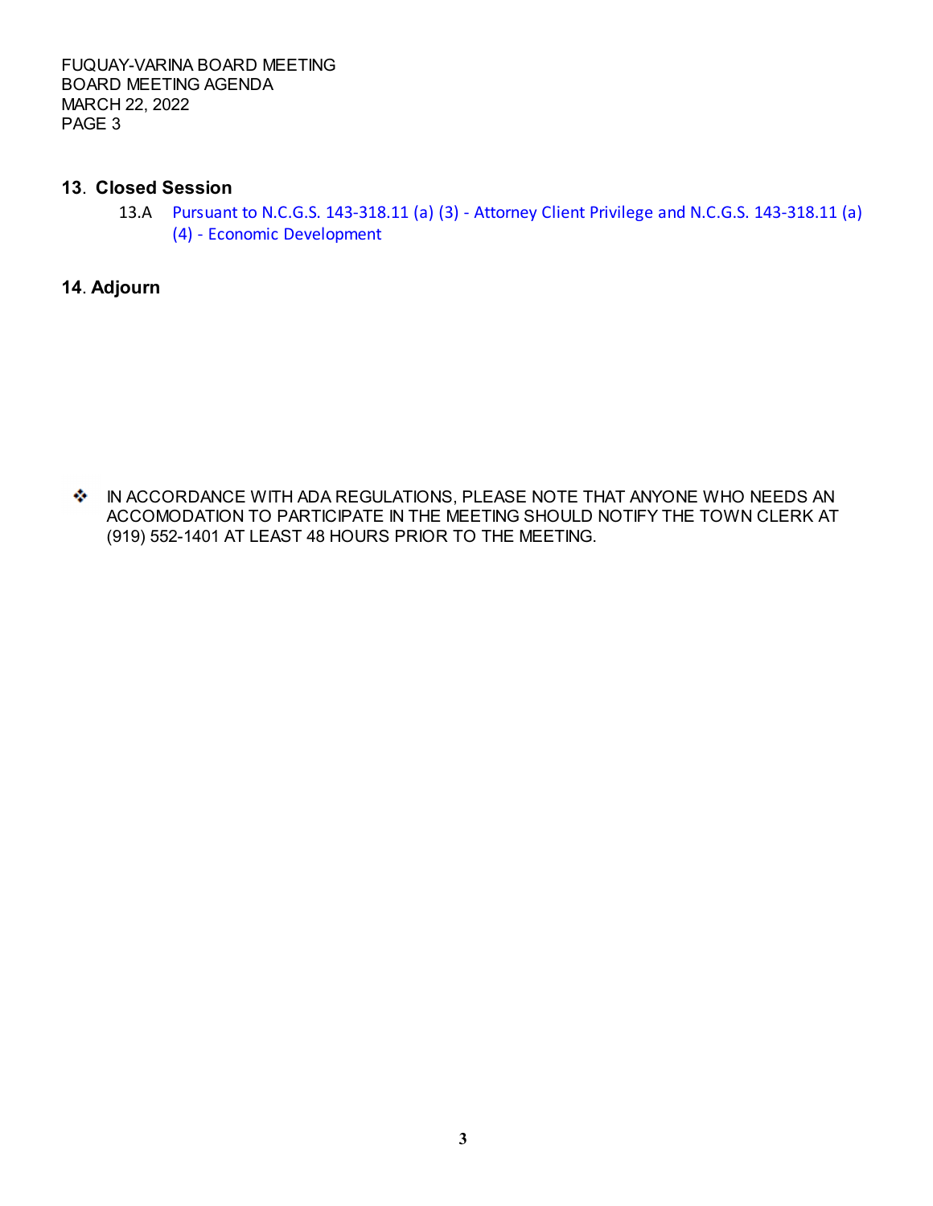## 13. Closed Session

13.A Pursuant to N.C.G.S. 143-318.11 (a) (3) - Attorney Client Privilege and N.C.G.S. 143-318.11 (a) (4) - Economic Development

## 14. Adjourn

- IN ACCORDANCE WITH ADA REGULATIONS, PLEASE NOTE THAT ANYONE WHO NEEDS AN ACCOMODATION TO PARTICIPATE IN THE MEETING SHOULD NOTIFY THE TOWN CLERK AT (919) 552-1401 AT LEAST 48 HOURS PRIOR TO THE MEETING.